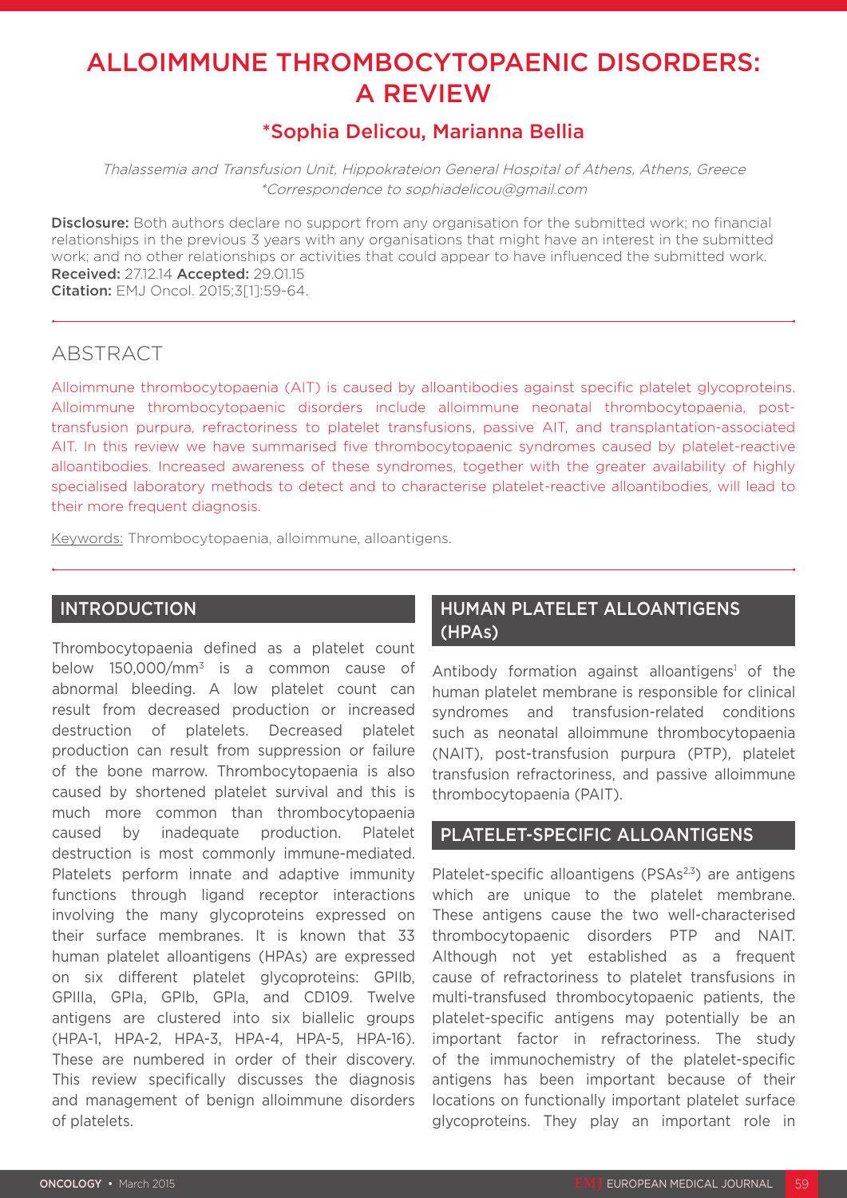# ALLOIMMUNE THROMBOCYTOPAENIC DISORDERS: A REVIEW

## *Sophia Delicou, Marianna Bellia

*Thalassemia and Transfusion Unit, Hippokrateion General Hospital of Athens, Athens, Greece*
*\*Correspondence to sophiadelicou@gmail.com*

**Disclosure:** Both authors declare no support from any organisation for the submitted work; no financial relationships in the previous 3 years with any organisations that might have an interest in the submitted work; and no other relationships or activities that could appear to have influenced the submitted work.
**Received:** 27.12.14 **Accepted:** 29.01.15
**Citation:** EMJ Oncol. 2015;3[1]:59-64.

## ABSTRACT

Alloimmune thrombocytopaenia (AIT) is caused by alloantibodies against specific platelet glycoproteins. Alloimmune thrombocytopaenic disorders include alloimmune neonatal thrombocytopaenia, post-transfusion purpura, refractoriness to platelet transfusions, passive AIT, and transplantation-associated AIT. In this review we have summarised five thrombocytopaenic syndromes caused by platelet-reactive alloantibodies. Increased awareness of these syndromes, together with the greater availability of highly specialised laboratory methods to detect and to characterise platelet-reactive alloantibodies, will lead to their more frequent diagnosis.

Keywords: Thrombocytopaenia, alloimmune, alloantigens.

## INTRODUCTION

Thrombocytopaenia defined as a platelet count below 150,000/mm$^3$ is a common cause of abnormal bleeding. A low platelet count can result from decreased production or increased destruction of platelets. Decreased platelet production can result from suppression or failure of the bone marrow. Thrombocytopaenia is also caused by shortened platelet survival and this is much more common than thrombocytopaenia caused by inadequate production. Platelet destruction is most commonly immune-mediated. Platelets perform innate and adaptive immunity functions through ligand receptor interactions involving the many glycoproteins expressed on their surface membranes. It is known that 33 human platelet alloantigens (HPAs) are expressed on six different platelet glycoproteins: GPIIb, GPIIIa, GPIa, GPIb, GPIa, and CD109. Twelve antigens are clustered into six biallelic groups (HPA-1, HPA-2, HPA-3, HPA-4, HPA-5, HPA-16). These are numbered in order of their discovery. This review specifically discusses the diagnosis and management of benign alloimmune disorders of platelets.

## HUMAN PLATELET ALLOANTIGENS (HPAs)

Antibody formation against alloantigens[1] of the human platelet membrane is responsible for clinical syndromes and transfusion-related conditions such as neonatal alloimmune thrombocytopaenia (NAIT), post-transfusion purpura (PTP), platelet transfusion refractoriness, and passive alloimmune thrombocytopaenia (PAIT).

## PLATELET-SPECIFIC ALLOANTIGENS

Platelet-specific alloantigens (PSAs[2,3]) are antigens which are unique to the platelet membrane. These antigens cause the two well-characterised thrombocytopaenic disorders PTP and NAIT. Although not yet established as a frequent cause of refractoriness to platelet transfusions in multi-transfused thrombocytopaenic patients, the platelet-specific antigens may potentially be an important factor in refractoriness. The study of the immunochemistry of the platelet-specific antigens has been important because of their locations on functionally important platelet surface glycoproteins. They play an important role in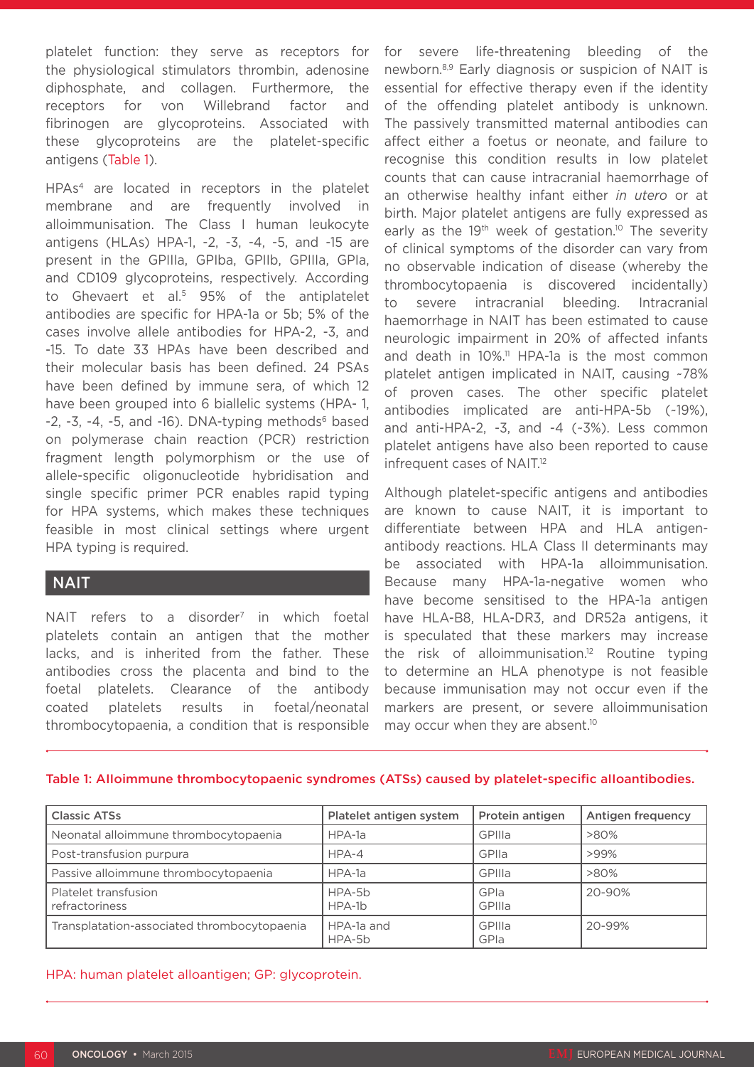platelet function: they serve as receptors for the physiological stimulators thrombin, adenosine diphosphate, and collagen. Furthermore, the receptors for von Willebrand factor and fibrinogen are glycoproteins. Associated with these glycoproteins are the platelet-specific antigens (Table 1).

HPAs[4] are located in receptors in the platelet membrane and are frequently involved in alloimmunisation. The Class I human leukocyte antigens (HLAs) HPA-1, -2, -3, -4, -5, and -15 are present in the GPIIIa, GPIba, GPIIb, GPIIIa, GPIa, and CD109 glycoproteins, respectively. According to Ghevaert et al.[5] 95% of the antiplatelet antibodies are specific for HPA-1a or 5b; 5% of the cases involve allele antibodies for HPA-2, -3, and -15. To date 33 HPAs have been described and their molecular basis has been defined. 24 PSAs have been defined by immune sera, of which 12 have been grouped into 6 biallelic systems (HPA- 1, -2, -3, -4, -5, and -16). DNA-typing methods[6] based on polymerase chain reaction (PCR) restriction fragment length polymorphism or the use of allele-specific oligonucleotide hybridisation and single specific primer PCR enables rapid typing for HPA systems, which makes these techniques feasible in most clinical settings where urgent HPA typing is required.

## NAIT

NAIT refers to a disorder[7] in which foetal platelets contain an antigen that the mother lacks, and is inherited from the father. These antibodies cross the placenta and bind to the foetal platelets. Clearance of the antibody coated platelets results in foetal/neonatal thrombocytopaenia, a condition that is responsible for severe life-threatening bleeding of the newborn.[8,9] Early diagnosis or suspicion of NAIT is essential for effective therapy even if the identity of the offending platelet antibody is unknown. The passively transmitted maternal antibodies can affect either a foetus or neonate, and failure to recognise this condition results in low platelet counts that can cause intracranial haemorrhage of an otherwise healthy infant either *in utero* or at birth. Major platelet antigens are fully expressed as early as the 19th week of gestation.[10] The severity of clinical symptoms of the disorder can vary from no observable indication of disease (whereby the thrombocytopaenia is discovered incidentally) to severe intracranial bleeding. Intracranial haemorrhage in NAIT has been estimated to cause neurologic impairment in 20% of affected infants and death in 10%.[11] HPA-1a is the most common platelet antigen implicated in NAIT, causing ~78% of proven cases. The other specific platelet antibodies implicated are anti-HPA-5b (~19%), and anti-HPA-2, -3, and -4 (~3%). Less common platelet antigens have also been reported to cause infrequent cases of NAIT.[12]

Although platelet-specific antigens and antibodies are known to cause NAIT, it is important to differentiate between HPA and HLA antigen-antibody reactions. HLA Class II determinants may be associated with HPA-1a alloimmunisation. Because many HPA-1a-negative women who have become sensitised to the HPA-1a antigen have HLA-B8, HLA-DR3, and DR52a antigens, it is speculated that these markers may increase the risk of alloimmunisation.[12] Routine typing to determine an HLA phenotype is not feasible because immunisation may not occur even if the markers are present, or severe alloimmunisation may occur when they are absent.[10]

Table 1: Alloimmune thrombocytopaenic syndromes (ATSs) caused by platelet-specific alloantibodies.

| Classic ATSs | Platelet antigen system | Protein antigen | Antigen frequency |
|---|---|---|---|
| Neonatal alloimmune thrombocytopaenia | HPA-1a | GPIIIa | >80% |
| Post-transfusion purpura | HPA-4 | GPIIa | >99% |
| Passive alloimmune thrombocytopaenia | HPA-1a | GPIIIa | >80% |
| Platelet transfusion refractoriness | HPA-5b<br>HPA-1b | GPIa<br>GPIIIa | 20-90% |
| Transplatation-associated thrombocytopaenia | HPA-1a and HPA-5b | GPIIIa<br>GPIa | 20-99% |

HPA: human platelet alloantigen; GP: glycoprotein.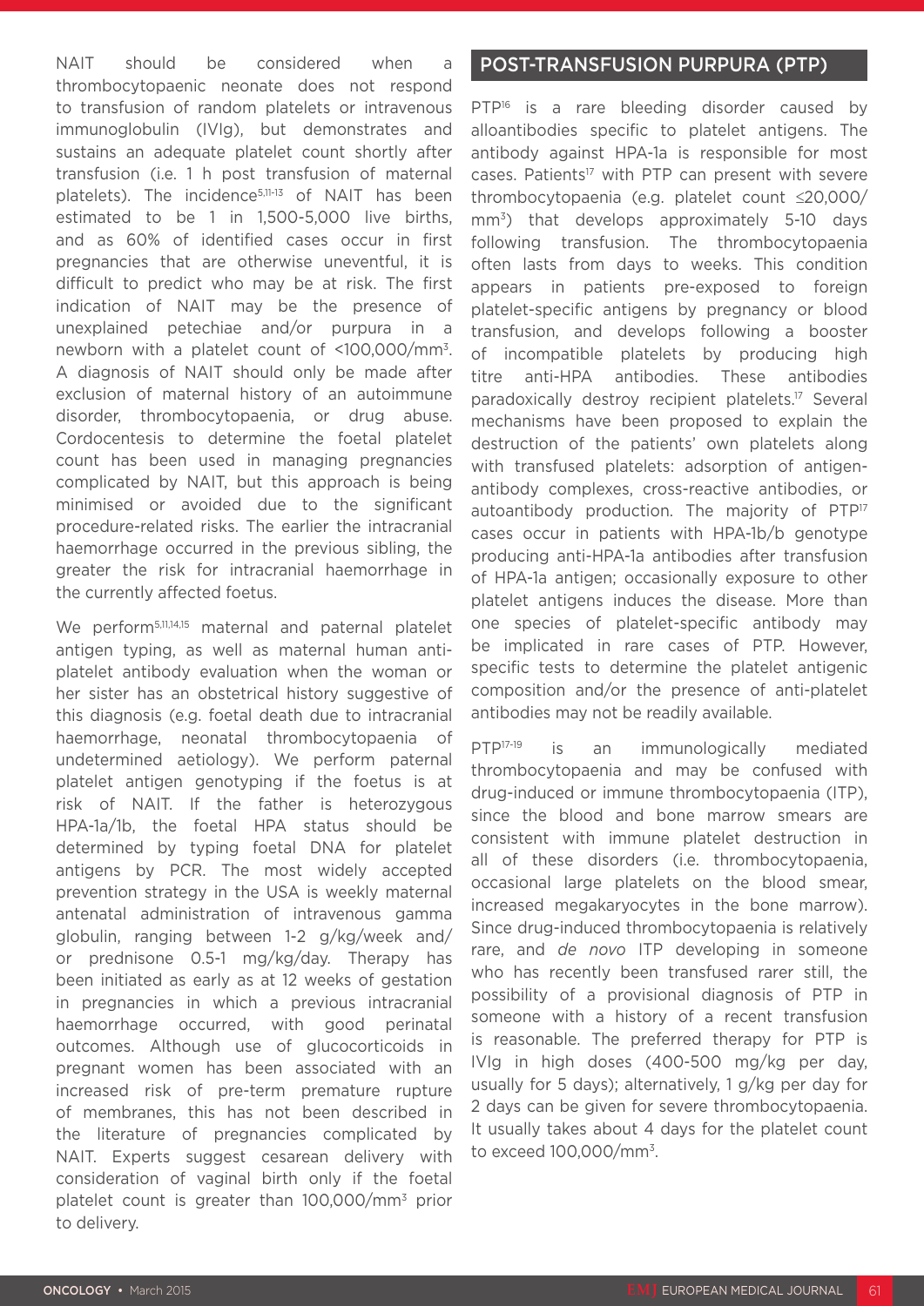NAIT should be considered when a thrombocytopaenic neonate does not respond to transfusion of random platelets or intravenous immunoglobulin (IVIg), but demonstrates and sustains an adequate platelet count shortly after transfusion (i.e. 1 h post transfusion of maternal platelets). The incidence[5,11-13] of NAIT has been estimated to be 1 in 1,500-5,000 live births, and as 60% of identified cases occur in first pregnancies that are otherwise uneventful, it is difficult to predict who may be at risk. The first indication of NAIT may be the presence of unexplained petechiae and/or purpura in a newborn with a platelet count of <100,000/mm$^3$. A diagnosis of NAIT should only be made after exclusion of maternal history of an autoimmune disorder, thrombocytopaenia, or drug abuse. Cordocentesis to determine the foetal platelet count has been used in managing pregnancies complicated by NAIT, but this approach is being minimised or avoided due to the significant procedure-related risks. The earlier the intracranial haemorrhage occurred in the previous sibling, the greater the risk for intracranial haemorrhage in the currently affected foetus.

We perform[5,11,14,15] maternal and paternal platelet antigen typing, as well as maternal human anti-platelet antibody evaluation when the woman or her sister has an obstetrical history suggestive of this diagnosis (e.g. foetal death due to intracranial haemorrhage, neonatal thrombocytopaenia of undetermined aetiology). We perform paternal platelet antigen genotyping if the foetus is at risk of NAIT. If the father is heterozygous HPA-1a/1b, the foetal HPA status should be determined by typing foetal DNA for platelet antigens by PCR. The most widely accepted prevention strategy in the USA is weekly maternal antenatal administration of intravenous gamma globulin, ranging between 1-2 g/kg/week and/or prednisone 0.5-1 mg/kg/day. Therapy has been initiated as early as at 12 weeks of gestation in pregnancies in which a previous intracranial haemorrhage occurred, with good perinatal outcomes. Although use of glucocorticoids in pregnant women has been associated with an increased risk of pre-term premature rupture of membranes, this has not been described in the literature of pregnancies complicated by NAIT. Experts suggest cesarean delivery with consideration of vaginal birth only if the foetal platelet count is greater than 100,000/mm$^3$ prior to delivery.

## POST-TRANSFUSION PURPURA (PTP)

PTP[16] is a rare bleeding disorder caused by alloantibodies specific to platelet antigens. The antibody against HPA-1a is responsible for most cases. Patients[17] with PTP can present with severe thrombocytopaenia (e.g. platelet count ≤20,000/mm$^3$) that develops approximately 5-10 days following transfusion. The thrombocytopaenia often lasts from days to weeks. This condition appears in patients pre-exposed to foreign platelet-specific antigens by pregnancy or blood transfusion, and develops following a booster of incompatible platelets by producing high titre anti-HPA antibodies. These antibodies paradoxically destroy recipient platelets.[17] Several mechanisms have been proposed to explain the destruction of the patients' own platelets along with transfused platelets: adsorption of antigen-antibody complexes, cross-reactive antibodies, or autoantibody production. The majority of PTP[17] cases occur in patients with HPA-1b/b genotype producing anti-HPA-1a antibodies after transfusion of HPA-1a antigen; occasionally exposure to other platelet antigens induces the disease. More than one species of platelet-specific antibody may be implicated in rare cases of PTP. However, specific tests to determine the platelet antigenic composition and/or the presence of anti-platelet antibodies may not be readily available.

PTP[17-19] is an immunologically mediated thrombocytopaenia and may be confused with drug-induced or immune thrombocytopaenia (ITP), since the blood and bone marrow smears are consistent with immune platelet destruction in all of these disorders (i.e. thrombocytopaenia, occasional large platelets on the blood smear, increased megakaryocytes in the bone marrow). Since drug-induced thrombocytopaenia is relatively rare, and *de novo* ITP developing in someone who has recently been transfused rarer still, the possibility of a provisional diagnosis of PTP in someone with a history of a recent transfusion is reasonable. The preferred therapy for PTP is IVIg in high doses (400-500 mg/kg per day, usually for 5 days); alternatively, 1 g/kg per day for 2 days can be given for severe thrombocytopaenia. It usually takes about 4 days for the platelet count to exceed 100,000/mm$^3$.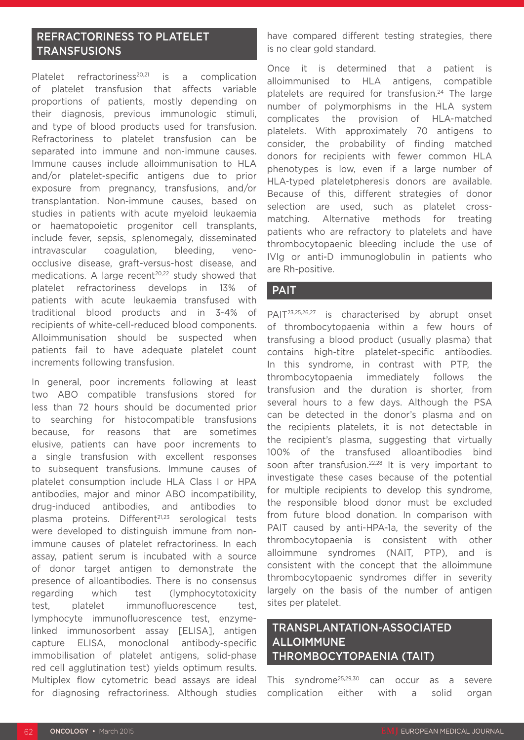## REFRACTORINESS TO PLATELET TRANSFUSIONS

Platelet refractoriness[20,21] is a complication of platelet transfusion that affects variable proportions of patients, mostly depending on their diagnosis, previous immunologic stimuli, and type of blood products used for transfusion. Refractoriness to platelet transfusion can be separated into immune and non-immune causes. Immune causes include alloimmunisation to HLA and/or platelet-specific antigens due to prior exposure from pregnancy, transfusions, and/or transplantation. Non-immune causes, based on studies in patients with acute myeloid leukaemia or haematopoietic progenitor cell transplants, include fever, sepsis, splenomegaly, disseminated intravascular coagulation, bleeding, veno-occlusive disease, graft-versus-host disease, and medications. A large recent[20,22] study showed that platelet refractoriness develops in 13% of patients with acute leukaemia transfused with traditional blood products and in 3-4% of recipients of white-cell-reduced blood components. Alloimmunisation should be suspected when patients fail to have adequate platelet count increments following transfusion.

In general, poor increments following at least two ABO compatible transfusions stored for less than 72 hours should be documented prior to searching for histocompatible transfusions because, for reasons that are sometimes elusive, patients can have poor increments to a single transfusion with excellent responses to subsequent transfusions. Immune causes of platelet consumption include HLA Class I or HPA antibodies, major and minor ABO incompatibility, drug-induced antibodies, and antibodies to plasma proteins. Different[21,23] serological tests were developed to distinguish immune from non-immune causes of platelet refractoriness. In each assay, patient serum is incubated with a source of donor target antigen to demonstrate the presence of alloantibodies. There is no consensus regarding which test (lymphocytotoxicity test, platelet immunofluorescence test, lymphocyte immunofluorescence test, enzyme-linked immunosorbent assay [ELISA], antigen capture ELISA, monoclonal antibody-specific immobilisation of platelet antigens, solid-phase red cell agglutination test) yields optimum results. Multiplex flow cytometric bead assays are ideal for diagnosing refractoriness. Although studies have compared different testing strategies, there is no clear gold standard.

Once it is determined that a patient is alloimmunised to HLA antigens, compatible platelets are required for transfusion.[24] The large number of polymorphisms in the HLA system complicates the provision of HLA-matched platelets. With approximately 70 antigens to consider, the probability of finding matched donors for recipients with fewer common HLA phenotypes is low, even if a large number of HLA-typed plateletpheresis donors are available. Because of this, different strategies of donor selection are used, such as platelet cross-matching. Alternative methods for treating patients who are refractory to platelets and have thrombocytopaenic bleeding include the use of IVIg or anti-D immunoglobulin in patients who are Rh-positive.

## PAIT

PAIT[23,25,26,27] is characterised by abrupt onset of thrombocytopaenia within a few hours of transfusing a blood product (usually plasma) that contains high-titre platelet-specific antibodies. In this syndrome, in contrast with PTP, the thrombocytopaenia immediately follows the transfusion and the duration is shorter, from several hours to a few days. Although the PSA can be detected in the donor's plasma and on the recipients platelets, it is not detectable in the recipient's plasma, suggesting that virtually 100% of the transfused alloantibodies bind soon after transfusion.[22,28] It is very important to investigate these cases because of the potential for multiple recipients to develop this syndrome, the responsible blood donor must be excluded from future blood donation. In comparison with PAIT caused by anti-HPA-1a, the severity of the thrombocytopaenia is consistent with other alloimmune syndromes (NAIT, PTP), and is consistent with the concept that the alloimmune thrombocytopaenic syndromes differ in severity largely on the basis of the number of antigen sites per platelet.

## TRANSPLANTATION-ASSOCIATED ALLOIMMUNE THROMBOCYTOPAENIA (TAIT)

This syndrome[25,29,30] can occur as a severe complication either with a solid organ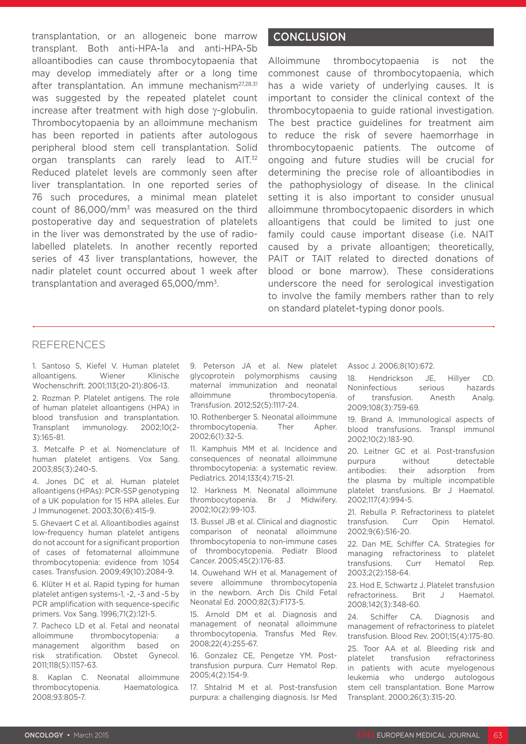transplantation, or an allogeneic bone marrow transplant. Both anti-HPA-1a and anti-HPA-5b alloantibodies can cause thrombocytopaenia that may develop immediately after or a long time after transplantation. An immune mechanism[27,28,31] was suggested by the repeated platelet count increase after treatment with high dose γ-globulin. Thrombocytopaenia by an alloimmune mechanism has been reported in patients after autologous peripheral blood stem cell transplantation. Solid organ transplants can rarely lead to AIT.[32] Reduced platelet levels are commonly seen after liver transplantation. In one reported series of 76 such procedures, a minimal mean platelet count of 86,000/mm$^3$ was measured on the third postoperative day and sequestration of platelets in the liver was demonstrated by the use of radio-labelled platelets. In another recently reported series of 43 liver transplantations, however, the nadir platelet count occurred about 1 week after transplantation and averaged 65,000/mm$^3$.

## CONCLUSION

Alloimmune thrombocytopaenia is not the commonest cause of thrombocytopaenia, which has a wide variety of underlying causes. It is important to consider the clinical context of the thrombocytopaenia to guide rational investigation. The best practice guidelines for treatment aim to reduce the risk of severe haemorrhage in thrombocytopaenic patients. The outcome of ongoing and future studies will be crucial for determining the precise role of alloantibodies in the pathophysiology of disease. In the clinical setting it is also important to consider unusual alloimmune thrombocytopaenic disorders in which alloantigens that could be limited to just one family could cause important disease (i.e. NAIT caused by a private alloantigen; theoretically, PAIT or TAIT related to directed donations of blood or bone marrow). These considerations underscore the need for serological investigation to involve the family members rather than to rely on standard platelet-typing donor pools.

## REFERENCES

1. Santoso S, Kiefel V. Human platelet alloantigens. Wiener Klinische Wochenschrift. 2001;113(20-21):806-13.

2. Rozman P. Platelet antigens. The role of human platelet alloantigens (HPA) in blood transfusion and transplantation. Transplant immunology. 2002;10(2-3):165-81.

3. Metcalfe P et al. Nomenclature of human platelet antigens. Vox Sang. 2003;85(3):240-5.

4. Jones DC et al. Human platelet alloantigens (HPAs): PCR-SSP genotyping of a UK population for 15 HPA alleles. Eur J Immunogenet. 2003;30(6):415-9.

5. Ghevaert C et al. Alloantibodies against low-frequency human platelet antigens do not account for a significant proportion of cases of fetomaternal alloimmune thrombocytopenia: evidence from 1054 cases. Transfusion. 2009;49(10):2084-9.

6. Klüter H et al. Rapid typing for human platelet antigen systems-1, -2, -3 and -5 by PCR amplification with sequence-specific primers. Vox Sang. 1996;71(2):121-5.

7. Pacheco LD et al. Fetal and neonatal alloimmune thrombocytopenia: a management algorithm based on risk stratification. Obstet Gynecol. 2011;118(5):1157-63.

8. Kaplan C. Neonatal alloimmune thrombocytopenia. Haematologica. 2008;93:805-7.

9. Peterson JA et al. New platelet glycoprotein polymorphisms causing maternal immunization and neonatal alloimmune thrombocytopenia. Transfusion. 2012;52(5):1117-24.

10. Rothenberger S. Neonatal alloimmune thrombocytopenia. Ther Apher. 2002;6(1):32-5.

11. Kamphuis MM et al. Incidence and consequences of neonatal alloimmune thrombocytopenia: a systematic review. Pediatrics. 2014;133(4):715-21.

12. Harkness M. Neonatal alloimmune thrombocytopenia. Br J Midwifery. 2002;10(2):99-103.

13. Bussel JB et al. Clinical and diagnostic comparison of neonatal alloimmune thrombocytopenia to non-immune cases of thrombocytopenia. Pediatr Blood Cancer. 2005;45(2):176-83.

14. Ouwehand WH et al. Management of severe alloimmune thrombocytopenia in the newborn. Arch Dis Child Fetal Neonatal Ed. 2000;82(3):F173-5.

15. Arnold DM et al. Diagnosis and management of neonatal alloimmune thrombocytopenia. Transfus Med Rev. 2008;22(4):255-67.

16. Gonzalez CE, Pengetze YM. Post-transfusion purpura. Curr Hematol Rep. 2005;4(2):154-9.

17. Shtalrid M et al. Post-transfusion purpura: a challenging diagnosis. Isr Med Assoc J. 2006;8(10):672.

18. Hendrickson JE, Hillyer CD. Noninfectious serious hazards of transfusion. Anesth Analg. 2009;108(3):759-69.

19. Brand A. Immunological aspects of blood transfusions. Transpl immunol 2002;10(2):183-90.

20. Leitner GC et al. Post-transfusion purpura without detectable antibodies: their adsorption from the plasma by multiple incompatible platelet transfusions. Br J Haematol. 2002;117(4):994-5.

21. Rebulla P. Refractoriness to platelet transfusion. Curr Opin Hematol. 2002;9(6):516-20.

22. Dan ME, Schiffer CA. Strategies for managing refractoriness to platelet transfusions. Curr Hematol Rep. 2003;2(2):158-64.

23. Hod E, Schwartz J. Platelet transfusion refractoriness. Brit J Haematol. 2008;142(3):348-60.

24. Schiffer CA. Diagnosis and management of refractoriness to platelet transfusion. Blood Rev. 2001;15(4):175-80.

25. Toor AA et al. Bleeding risk and platelet transfusion refractoriness in patients with acute myelogenous leukemia who undergo autologous stem cell transplantation. Bone Marrow Transplant. 2000;26(3):315-20.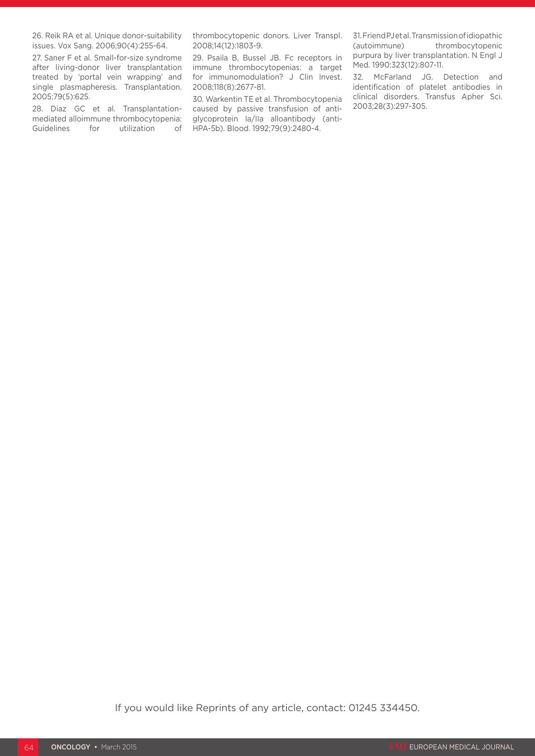26. Reik RA et al. Unique donor-suitability issues. Vox Sang. 2006;90(4):255-64.

27. Saner F et al. Small-for-size syndrome after living-donor liver transplantation treated by 'portal vein wrapping' and single plasmapheresis. Transplantation. 2005;79(5):625.

28. Diaz GC et al. Transplantation-mediated alloimmune thrombocytopenia: Guidelines for utilization of thrombocytopenic donors. Liver Transpl. 2008;14(12):1803-9.

29. Psaila B, Bussel JB. Fc receptors in immune thrombocytopenias: a target for immunomodulation? J Clin Invest. 2008;118(8):2677-81.

30. Warkentin TE et al. Thrombocytopenia caused by passive transfusion of anti-glycoprotein Ia/IIa alloantibody (anti-HPA-5b). Blood. 1992;79(9):2480-4.

31. Friend PJ et al. Transmission of idiopathic (autoimmune) thrombocytopenic purpura by liver transplantation. N Engl J Med. 1990;323(12):807-11.

32. McFarland JG. Detection and identification of platelet antibodies in clinical disorders. Transfus Apher Sci. 2003;28(3):297-305.

If you would like Reprints of any article, contact: 01245 334450.